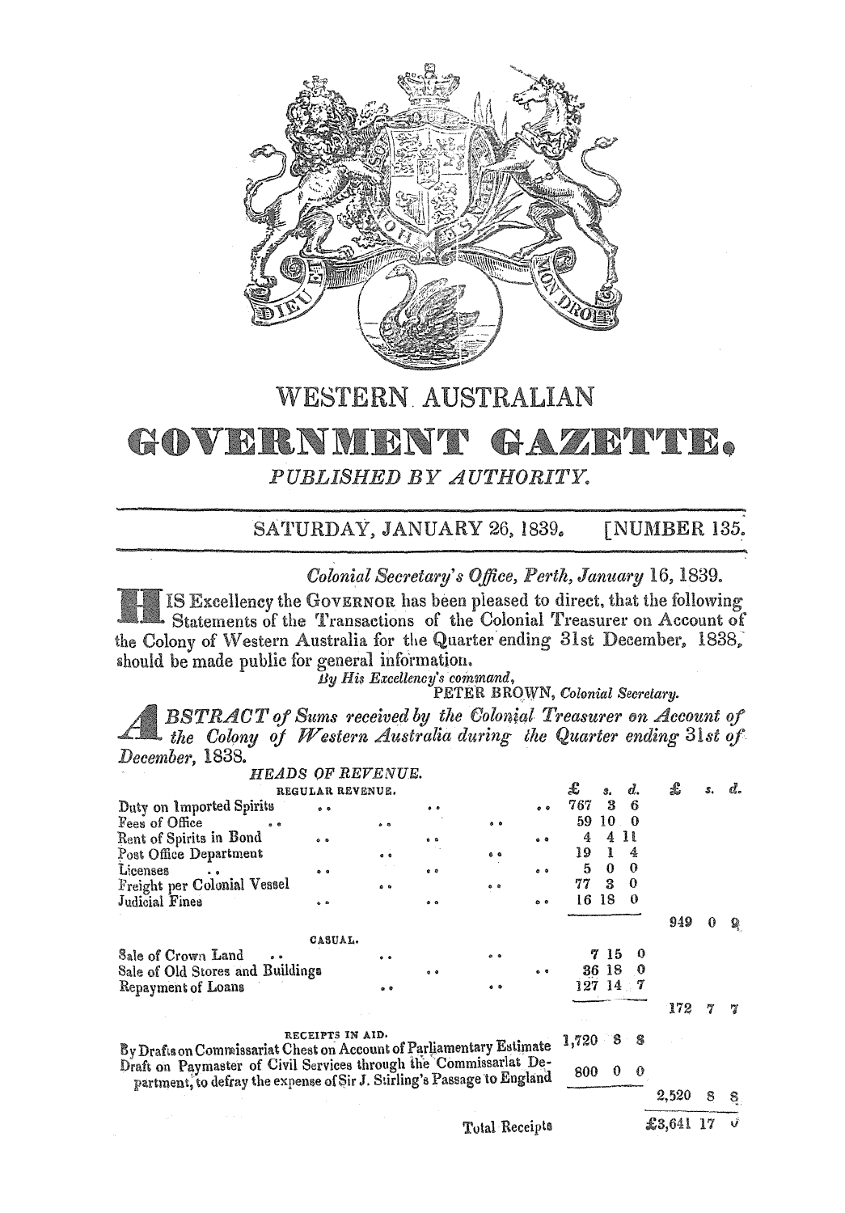# WESTERN AUSTRALIAN

# GOVERNMENT GAZETTE.

*PUBLISHED BY AUTHORITY.*

SATURDAY, JANUARY 26, 1839. [NUMBER 135.

*Colonial Secretary's Office, Perth, January 16, 1839.*

HIS Excellency the GOVERNOR has been pleased to direct, that the following Statements of the Transactions of the Colonial Treasurer on Account of the Colony of Western Australia for the Quarter ending 31st December, 1838, should be made public for general information.

*By His Excellency's command,*
PETER BROWN, *Colonial Secretary.*

*ABSTRACT of Sums received by the Colonial Treasurer on Account of the Colony of Western Australia during the Quarter ending 31st of December, 1838.*

*HEADS OF REVENUE.*

| | £ s. d. | £ s. d. |
|---|---|---|
| REGULAR REVENUE. | | |
| Duty on Imported Spirits | 767 3 6 | |
| Fees of Office | 59 10 0 | |
| Rent of Spirits in Bond | 4 4 11 | |
| Post Office Department | 19 1 4 | |
| Licenses | 5 0 0 | |
| Freight per Colonial Vessel | 77 3 0 | |
| Judicial Fines | 16 18 0 | |
| | | 949 0 9 |
| CASUAL. | | |
| Sale of Crown Land | 7 15 0 | |
| Sale of Old Stores and Buildings | 36 18 0 | |
| Repayment of Loans | 127 14 7 | |
| | | 172 7 7 |
| RECEIPTS IN AID. | | |
| By Drafts on Commissariat Chest on Account of Parliamentary Estimate | 1,720 8 8 | |
| Draft on Paymaster of Civil Services through the Commissariat Department, to defray the expense of Sir J. Stirling's Passage to England | 800 0 0 | |
| | | 2,520 8 8 |
| Total Receipts | | £3,641 17 0 |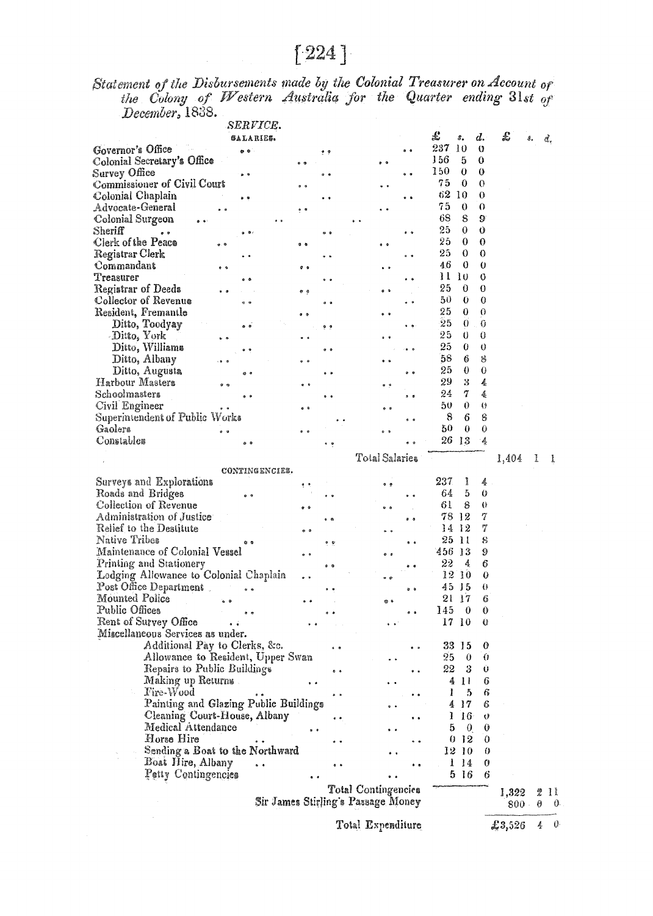*Statement of the Disbursements made by the Colonial Treasurer on Account of the Colony of Western Australia for the Quarter ending 31st of December, 1838.*

| *SERVICE.* | £ | s. | d. | £ | s. | d. |
|---|---|---|---|---|---|---|
| SALARIES. | | | | | | |
| Governor's Office | 237 | 10 | 0 | | | |
| Colonial Secretary's Office | 156 | 5 | 0 | | | |
| Survey Office | 150 | 0 | 0 | | | |
| Commissioner of Civil Court | 75 | 0 | 0 | | | |
| Colonial Chaplain | 62 | 10 | 0 | | | |
| Advocate-General | 75 | 0 | 0 | | | |
| Colonial Surgeon | 68 | 8 | 9 | | | |
| Sheriff | 25 | 0 | 0 | | | |
| Clerk of the Peace | 25 | 0 | 0 | | | |
| Registrar Clerk | 25 | 0 | 0 | | | |
| Commandant | 46 | 0 | 0 | | | |
| Treasurer | 11 | 10 | 0 | | | |
| Registrar of Deeds | 25 | 0 | 0 | | | |
| Collector of Revenue | 50 | 0 | 0 | | | |
| Resident, Fremantle | 25 | 0 | 0 | | | |
| Ditto, Toodyay | 25 | 0 | 0 | | | |
| Ditto, York | 25 | 0 | 0 | | | |
| Ditto, Williams | 25 | 0 | 0 | | | |
| Ditto, Albany | 58 | 6 | 8 | | | |
| Ditto, Augusta | 25 | 0 | 0 | | | |
| Harbour Masters | 29 | 3 | 4 | | | |
| Schoolmasters | 24 | 7 | 4 | | | |
| Civil Engineer | 50 | 0 | 0 | | | |
| Superintendent of Public Works | 8 | 6 | 8 | | | |
| Gaolers | 50 | 0 | 0 | | | |
| Constables | 26 | 13 | 4 | | | |
| Total Salaries | | | | 1,404 | 1 | 1 |
| CONTINGENCIES. | | | | | | |
| Surveys and Explorations | 237 | 1 | 4 | | | |
| Roads and Bridges | 64 | 5 | 0 | | | |
| Collection of Revenue | 61 | 8 | 0 | | | |
| Administration of Justice | 78 | 12 | 7 | | | |
| Relief to the Destitute | 14 | 12 | 7 | | | |
| Native Tribes | 25 | 11 | 8 | | | |
| Maintenance of Colonial Vessel | 456 | 13 | 9 | | | |
| Printing and Stationery | 22 | 4 | 6 | | | |
| Lodging Allowance to Colonial Chaplain | 12 | 10 | 0 | | | |
| Post Office Department | 45 | 15 | 0 | | | |
| Mounted Police | 21 | 17 | 6 | | | |
| Public Offices | 145 | 0 | 0 | | | |
| Rent of Survey Office | 17 | 10 | 0 | | | |
| Miscellaneous Services as under. | | | | | | |
| Additional Pay to Clerks, &c. | 33 | 15 | 0 | | | |
| Allowance to Resident, Upper Swan | 25 | 0 | 0 | | | |
| Repairs to Public Buildings | 22 | 3 | 0 | | | |
| Making up Returns | 4 | 11 | 6 | | | |
| Fire-Wood | 1 | 5 | 6 | | | |
| Painting and Glazing Public Buildings | 4 | 17 | 6 | | | |
| Cleaning Court-House, Albany | 1 | 16 | 0 | | | |
| Medical Attendance | 5 | 0 | 0 | | | |
| Horse Hire | 0 | 12 | 0 | | | |
| Sending a Boat to the Northward | 12 | 10 | 0 | | | |
| Boat Hire, Albany | 1 | 14 | 0 | | | |
| Petty Contingencies | 5 | 16 | 6 | | | |
| Total Contingencies | | | | 1,322 | 2 | 11 |
| Sir James Stirling's Passage Money | | | | 800 | 0 | 0 |
| Total Expenditure | | | | £3,526 | 4 | 0 |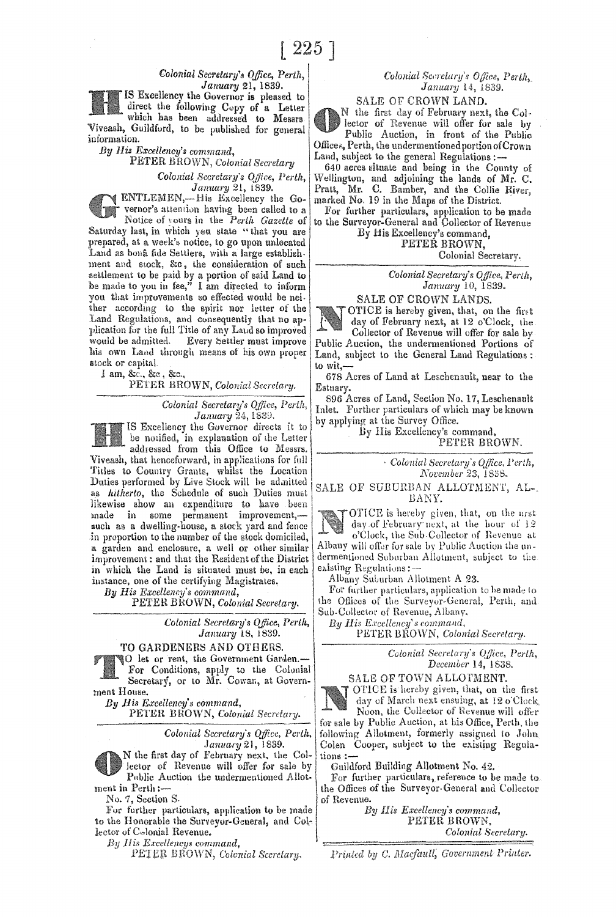*Colonial Secretary's Office, Perth,*
*January* 21, 1839.

HIS Excellency the Governor is pleased to direct the following Copy of a Letter which has been addressed to Messrs Viveash, Guildford, to be published for general information.

*By His Excellency's command,*
PETER BROWN, *Colonial Secretary*

*Colonial Secretary's Office, Perth,*
*January* 21, 1839.

GENTLEMEN,—His Excellency the Governor's attention having been called to a Notice of yours in the *Perth Gazette* of Saturday last, in which you state "that you are prepared, at a week's notice, to go upon unlocated Land as bonâ fide Settlers, with a large establishment and stock, &c, the consideration of such settlement to be paid by a portion of said Land to be made to you in fee," I am directed to inform you that improvements so effected would be neither according to the spirit nor letter of the Land Regulations, and consequently that no application for the full Title of any Land so improved would be admitted. Every Settler must improve his own Land through means of his own proper stock or capital.

I am, &c., &c., &c.,
PETER BROWN, *Colonial Secretary.*

---

*Colonial Secretary's Office, Perth,*
*January* 24, 1839.

HIS Excellency the Governor directs it to be notified, in explanation of the Letter addressed from this Office to Messrs. Viveash, that henceforward, in applications for full Titles to Country Grants, whilst the Location Duties performed by Live Stock will be admitted as *hitherto*, the Schedule of such Duties must likewise show an expenditure to have been made in some permanent improvement,—such as a dwelling-house, a stock yard and fence in proportion to the number of the stock domiciled, a garden and enclosure, a well or other similar improvement: and that the Resident of the District in which the Land is situated must be, in each instance, one of the certifying Magistrates.

*By His Excellency's command,*
PETER BROWN, *Colonial Secretary.*

---

*Colonial Secretary's Office, Perth,*
*January* 18, 1839.

TO GARDENERS AND OTHERS.

TO let or rent, the Government Garden.—For Conditions, apply to the Colonial Secretary, or to Mr. Cowan, at Government House.

*By His Excellency's command,*
PETER BROWN, *Colonial Secretary.*

---

*Colonial Secretary's Office, Perth,*
*January* 21, 1839.

ON the first day of February next, the Collector of Revenue will offer for sale by Public Auction the undermentioned Allotment in Perth:—

No. 7, Section S.

For further particulars, application to be made to the Honorable the Surveyor-General, and Collector of Colonial Revenue.

*By His Excellencys command,*
PETER BROWN, *Colonial Secretary.*

---

*Colonial Secretary's Office, Perth,*
*January* 14, 1839.

SALE OF CROWN LAND.

ON the first day of February next, the Collector of Revenue will offer for sale by Public Auction, in front of the Public Offices, Perth, the undermentioned portion of Crown Land, subject to the general Regulations:—

640 acres situate and being in the County of Wellington, and adjoining the lands of Mr. C. Pratt, Mr. C. Bamber, and the Collie River, marked No. 19 in the Maps of the District.

For further particulars, application to be made to the Surveyor-General and Collector of Revenue

By His Excellency's command,
PETER BROWN,
Colonial Secretary.

---

*Colonial Secretary's Office, Perth,*
*January* 10, 1839.

SALE OF CROWN LANDS.

NOTICE is hereby given, that, on the first day of February next, at 12 o'Clock, the Collector of Revenue will offer for sale by Public Auction, the undermentioned Portions of Land, subject to the General Land Regulations: to wit,—

678 Acres of Land at Leschenault, near to the Estuary.

896 Acres of Land, Section No. 17, Leschenault Inlet. Further particulars of which may be known by applying at the Survey Office.

By His Excellency's command,
PETER BROWN.

---

*Colonial Secretary's Office, Perth,*
*November* 23, 1838.

SALE OF SUBURBAN ALLOTMENT, ALBANY.

NOTICE is hereby given, that, on the first day of February next, at the hour of 12 o'Clock, the Sub-Collector of Revenue at Albany will offer for sale by Public Auction the undermentioned Suburban Allotment, subject to the existing Regulations:—

Albany Suburban Allotment A 23.

For further particulars, application to be made to the Offices of the Surveyor-General, Perth, and Sub-Collector of Revenue, Albany.

*By His Excellency's command,*
PETER BROWN, *Colonial Secretary.*

---

*Colonial Secretary's Office, Perth,*
*December* 14, 1838.

SALE OF TOWN ALLOTMENT.

NOTICE is hereby given, that, on the first day of March next ensuing, at 12 o'Clock, Noon, the Collector of Revenue will offer for sale by Public Auction, at his Office, Perth, the following Allotment, formerly assigned to John Colen Cooper, subject to the existing Regulations:—

Guildford Building Allotment No. 42.

For further particulars, reference to be made to the Offices of the Surveyor-General and Collector of Revenue.

*By His Excellency's command,*
PETER BROWN,
*Colonial Secretary.*

---

*Printed by C. Macfaull, Government Printer.*